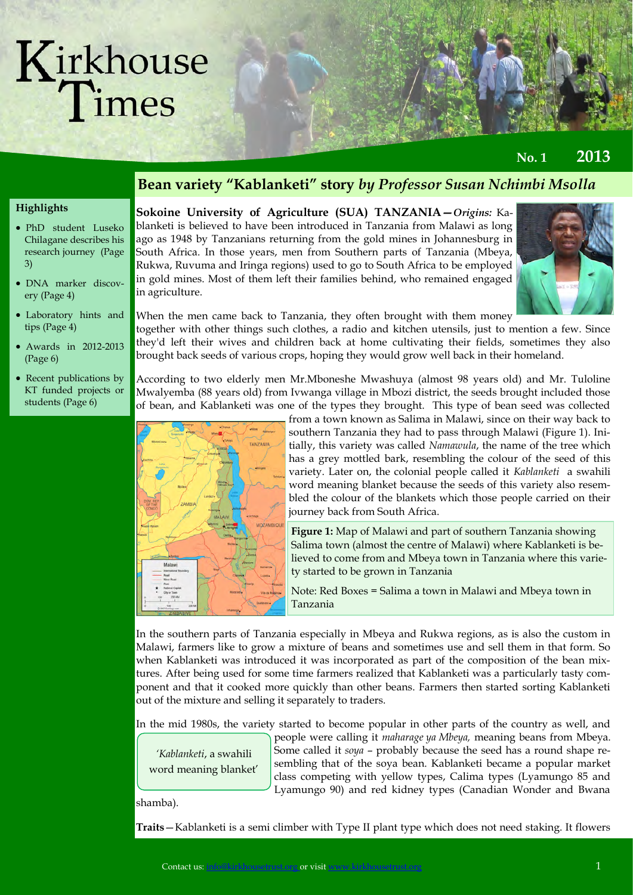# Kirkhouse Times

No. 1 2013

## Bean variety "Kablanketi" story *by Professor Susan Nchimbi Msolla*

**Sokoine University of Agriculture (SUA) TANZANIA—*Origins:*** Kablanketi is believed to have been introduced in Tanzania from Malawi as long ago as 1948 by Tanzanians returning from the gold mines in Johannesburg in South Africa. In those years, men from Southern parts of Tanzania (Mbeya, Rukwa, Ruvuma and Iringa regions) used to go to South Africa to be employed in gold mines. Most of them left their families behind, who remained engaged in agriculture.

When the men came back to Tanzania, they often brought with them money together with other things such clothes, a radio and kitchen utensils, just to mention a few. Since they'd left their wives and children back at home cultivating their fields, sometimes they also brought back seeds of various crops, hoping they would grow well back in their homeland.

According to two elderly men Mr.Mboneshe Mwashuya (almost 98 years old) and Mr. Tuloline Mwalyemba (88 years old) from Ivwanga village in Mbozi district, the seeds brought included those of bean, and Kablanketi was one of the types they brought. This type of bean seed was collected from a town known as Salima in Malawi, since on their way back to southern Tanzania they had to pass through Malawi (Figure 1). Initially, this variety was called *Namawula*, the name of the tree which has a grey mottled bark, resembling the colour of the seed of this variety. Later on, the colonial people called it *Kablanketi* a swahili word meaning blanket because the seeds of this variety also resembled the colour of the blankets which those people carried on their journey back from South Africa.

**Figure 1:** Map of Malawi and part of southern Tanzania showing Salima town (almost the centre of Malawi) where Kablanketi is believed to come from and Mbeya town in Tanzania where this variety started to be grown in Tanzania

Note: Red Boxes = Salima a town in Malawi and Mbeya town in Tanzania

In the southern parts of Tanzania especially in Mbeya and Rukwa regions, as is also the custom in Malawi, farmers like to grow a mixture of beans and sometimes use and sell them in that form. So when Kablanketi was introduced it was incorporated as part of the composition of the bean mixtures. After being used for some time farmers realized that Kablanketi was a particularly tasty component and that it cooked more quickly than other beans. Farmers then started sorting Kablanketi out of the mixture and selling it separately to traders.

In the mid 1980s, the variety started to become popular in other parts of the country as well, and people were calling it *maharage ya Mbeya,* meaning beans from Mbeya. Some called it *soya* – probably because the seed has a round shape resembling that of the soya bean. Kablanketi became a popular market class competing with yellow types, Calima types (Lyamungo 85 and Lyamungo 90) and red kidney types (Canadian Wonder and Bwana shamba).

> '*Kablanketi*, a swahili word meaning blanket'

**Traits**—Kablanketi is a semi climber with Type II plant type which does not need staking. It flowers

### Highlights

- PhD student Luseko Chilagane describes his research journey (Page 3)
- DNA marker discovery (Page 4)
- Laboratory hints and tips (Page 4)
- Awards in 2012-2013 (Page 6)
- Recent publications by KT funded projects or students (Page 6)

Contact us: info@kirkhousetrust.org or visit www.kirkhousetrust.org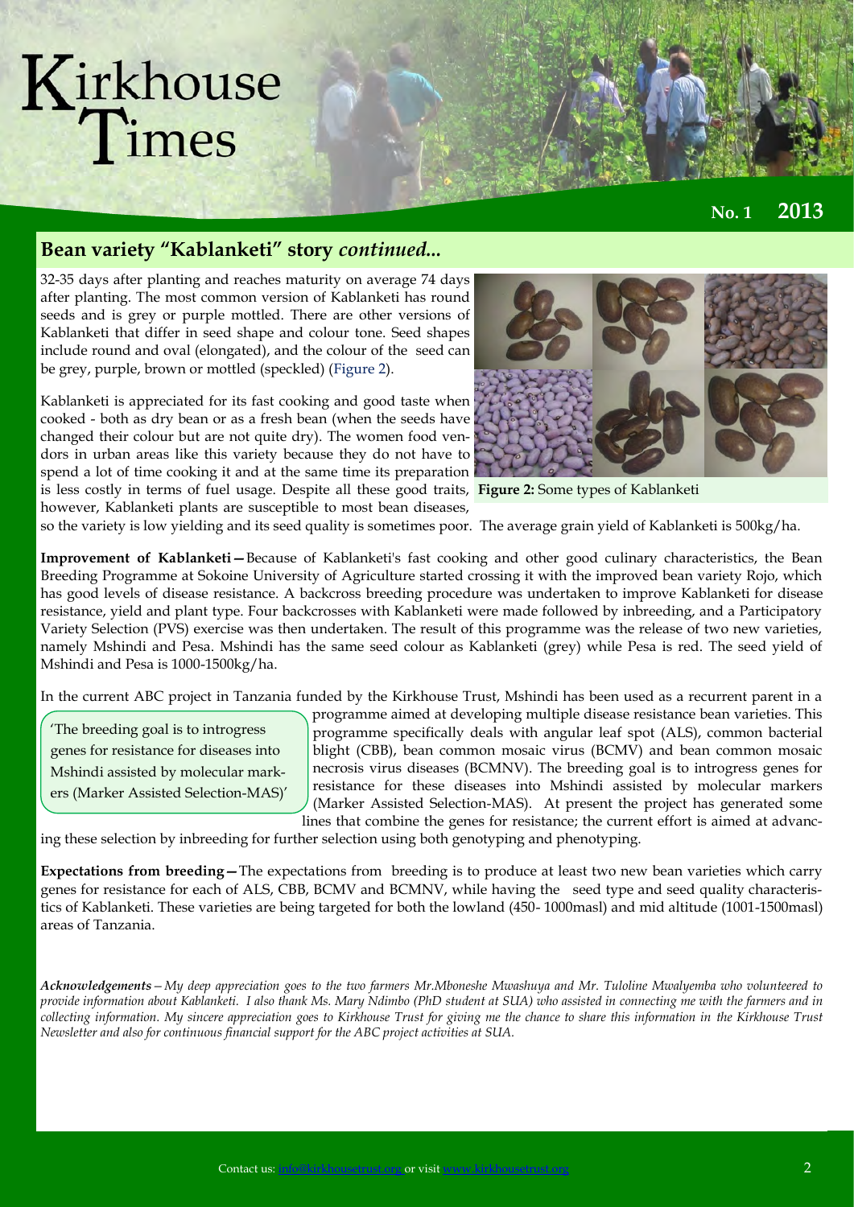## Bean variety "Kablanketi" story *continued...*

32-35 days after planting and reaches maturity on average 74 days after planting. The most common version of Kablanketi has round seeds and is grey or purple mottled. There are other versions of Kablanketi that differ in seed shape and colour tone. Seed shapes include round and oval (elongated), and the colour of the seed can be grey, purple, brown or mottled (speckled) (Figure 2).

Kablanketi is appreciated for its fast cooking and good taste when cooked - both as dry bean or as a fresh bean (when the seeds have changed their colour but are not quite dry). The women food vendors in urban areas like this variety because they do not have to spend a lot of time cooking it and at the same time its preparation is less costly in terms of fuel usage. Despite all these good traits, however, Kablanketi plants are susceptible to most bean diseases, so the variety is low yielding and its seed quality is sometimes poor. The average grain yield of Kablanketi is 500kg/ha.

**Figure 2:** Some types of Kablanketi

**Improvement of Kablanketi—** Because of Kablanketi's fast cooking and other good culinary characteristics, the Bean Breeding Programme at Sokoine University of Agriculture started crossing it with the improved bean variety Rojo, which has good levels of disease resistance. A backcross breeding procedure was undertaken to improve Kablanketi for disease resistance, yield and plant type. Four backcrosses with Kablanketi were made followed by inbreeding, and a Participatory Variety Selection (PVS) exercise was then undertaken. The result of this programme was the release of two new varieties, namely Mshindi and Pesa. Mshindi has the same seed colour as Kablanketi (grey) while Pesa is red. The seed yield of Mshindi and Pesa is 1000-1500kg/ha.

In the current ABC project in Tanzania funded by the Kirkhouse Trust, Mshindi has been used as a recurrent parent in a programme aimed at developing multiple disease resistance bean varieties. This programme specifically deals with angular leaf spot (ALS), common bacterial blight (CBB), bean common mosaic virus (BCMV) and bean common mosaic necrosis virus diseases (BCMNV). The breeding goal is to introgress genes for resistance for these diseases into Mshindi assisted by molecular markers (Marker Assisted Selection-MAS). At present the project has generated some lines that combine the genes for resistance; the current effort is aimed at advancing these selection by inbreeding for further selection using both genotyping and phenotyping.

> 'The breeding goal is to introgress genes for resistance for diseases into Mshindi assisted by molecular markers (Marker Assisted Selection-MAS)'

**Expectations from breeding—** The expectations from breeding is to produce at least two new bean varieties which carry genes for resistance for each of ALS, CBB, BCMV and BCMNV, while having the seed type and seed quality characteristics of Kablanketi. These varieties are being targeted for both the lowland (450- 1000masl) and mid altitude (1001-1500masl) areas of Tanzania.

***Acknowledgements** – My deep appreciation goes to the two farmers Mr.Mboneshe Mwashuya and Mr. Tuloline Mwalyemba who volunteered to provide information about Kablanketi. I also thank Ms. Mary Ndimbo (PhD student at SUA) who assisted in connecting me with the farmers and in collecting information. My sincere appreciation goes to Kirkhouse Trust for giving me the chance to share this information in the Kirkhouse Trust Newsletter and also for continuous financial support for the ABC project activities at SUA.*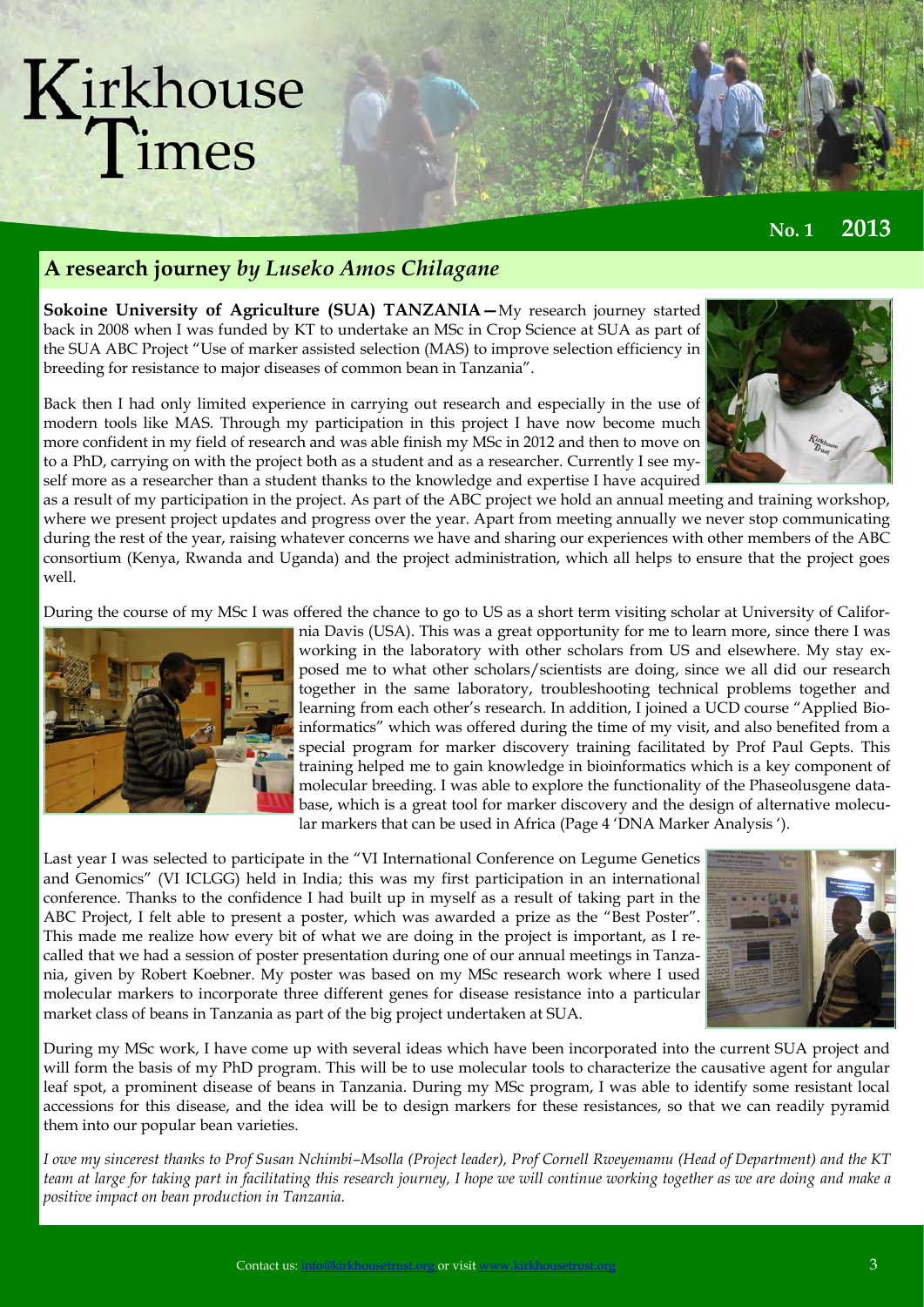# Kirkhouse Times

**No. 1 2013**

## A research journey *by Luseko Amos Chilagane*

**Sokoine University of Agriculture (SUA) TANZANIA—**My research journey started back in 2008 when I was funded by KT to undertake an MSc in Crop Science at SUA as part of the SUA ABC Project "Use of marker assisted selection (MAS) to improve selection efficiency in breeding for resistance to major diseases of common bean in Tanzania".

Back then I had only limited experience in carrying out research and especially in the use of modern tools like MAS. Through my participation in this project I have now become much more confident in my field of research and was able finish my MSc in 2012 and then to move on to a PhD, carrying on with the project both as a student and as a researcher. Currently I see myself more as a researcher than a student thanks to the knowledge and expertise I have acquired as a result of my participation in the project. As part of the ABC project we hold an annual meeting and training workshop, where we present project updates and progress over the year. Apart from meeting annually we never stop communicating during the rest of the year, raising whatever concerns we have and sharing our experiences with other members of the ABC consortium (Kenya, Rwanda and Uganda) and the project administration, which all helps to ensure that the project goes well.

During the course of my MSc I was offered the chance to go to US as a short term visiting scholar at University of California Davis (USA). This was a great opportunity for me to learn more, since there I was working in the laboratory with other scholars from US and elsewhere. My stay exposed me to what other scholars/scientists are doing, since we all did our research together in the same laboratory, troubleshooting technical problems together and learning from each other's research. In addition, I joined a UCD course "Applied Bioinformatics" which was offered during the time of my visit, and also benefited from a special program for marker discovery training facilitated by Prof Paul Gepts. This training helped me to gain knowledge in bioinformatics which is a key component of molecular breeding. I was able to explore the functionality of the Phaseolusgene database, which is a great tool for marker discovery and the design of alternative molecular markers that can be used in Africa (Page 4 'DNA Marker Analysis ').

Last year I was selected to participate in the "VI International Conference on Legume Genetics and Genomics" (VI ICLGG) held in India; this was my first participation in an international conference. Thanks to the confidence I had built up in myself as a result of taking part in the ABC Project, I felt able to present a poster, which was awarded a prize as the "Best Poster". This made me realize how every bit of what we are doing in the project is important, as I recalled that we had a session of poster presentation during one of our annual meetings in Tanzania, given by Robert Koebner. My poster was based on my MSc research work where I used molecular markers to incorporate three different genes for disease resistance into a particular market class of beans in Tanzania as part of the big project undertaken at SUA.

During my MSc work, I have come up with several ideas which have been incorporated into the current SUA project and will form the basis of my PhD program. This will be to use molecular tools to characterize the causative agent for angular leaf spot, a prominent disease of beans in Tanzania. During my MSc program, I was able to identify some resistant local accessions for this disease, and the idea will be to design markers for these resistances, so that we can readily pyramid them into our popular bean varieties.

*I owe my sincerest thanks to Prof Susan Nchimbi–Msolla (Project leader), Prof Cornell Rweyemamu (Head of Department) and the KT team at large for taking part in facilitating this research journey, I hope we will continue working together as we are doing and make a positive impact on bean production in Tanzania.*

Contact us: info@kirkhousetrust.org or visit www.kirkhousetrust.org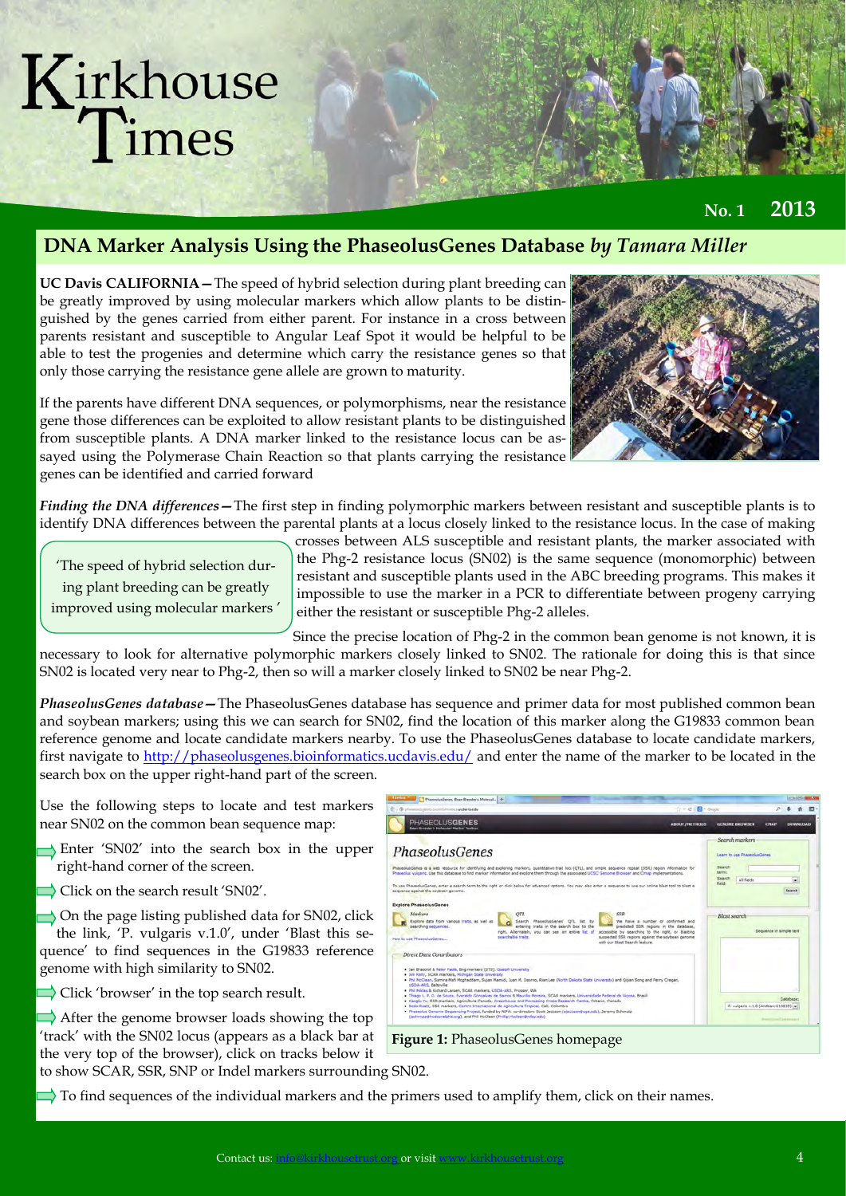Kirkhouse Times

No. 1 2013

## DNA Marker Analysis Using the PhaseolusGenes Database *by Tamara Miller*

**UC Davis CALIFORNIA—**The speed of hybrid selection during plant breeding can be greatly improved by using molecular markers which allow plants to be distinguished by the genes carried from either parent. For instance in a cross between parents resistant and susceptible to Angular Leaf Spot it would be helpful to be able to test the progenies and determine which carry the resistance genes so that only those carrying the resistance gene allele are grown to maturity.

If the parents have different DNA sequences, or polymorphisms, near the resistance gene those differences can be exploited to allow resistant plants to be distinguished from susceptible plants. A DNA marker linked to the resistance locus can be assayed using the Polymerase Chain Reaction so that plants carrying the resistance genes can be identified and carried forward

***Finding the DNA differences—***The first step in finding polymorphic markers between resistant and susceptible plants is to identify DNA differences between the parental plants at a locus closely linked to the resistance locus. In the case of making crosses between ALS susceptible and resistant plants, the marker associated with the Phg-2 resistance locus (SN02) is the same sequence (monomorphic) between resistant and susceptible plants used in the ABC breeding programs. This makes it impossible to use the marker in a PCR to differentiate between progeny carrying either the resistant or susceptible Phg-2 alleles.

> 'The speed of hybrid selection during plant breeding can be greatly improved using molecular markers'

Since the precise location of Phg-2 in the common bean genome is not known, it is necessary to look for alternative polymorphic markers closely linked to SN02. The rationale for doing this is that since SN02 is located very near to Phg-2, then so will a marker closely linked to SN02 be near Phg-2.

***PhaseolusGenes database—***The PhaseolusGenes database has sequence and primer data for most published common bean and soybean markers; using this we can search for SN02, find the location of this marker along the G19833 common bean reference genome and locate candidate markers nearby. To use the PhaseolusGenes database to locate candidate markers, first navigate to http://phaseolusgenes.bioinformatics.ucdavis.edu/ and enter the name of the marker to be located in the search box on the upper right-hand part of the screen.

Use the following steps to locate and test markers near SN02 on the common bean sequence map:

- Enter 'SN02' into the search box in the upper right-hand corner of the screen.
- Click on the search result 'SN02'.
- On the page listing published data for SN02, click the link, 'P. vulgaris v.1.0', under 'Blast this sequence' to find sequences in the G19833 reference genome with high similarity to SN02.
- Click 'browser' in the top search result.
- After the genome browser loads showing the top 'track' with the SN02 locus (appears as a black bar at the very top of the browser), click on tracks below it to show SCAR, SSR, SNP or Indel markers surrounding SN02.
- To find sequences of the individual markers and the primers used to amplify them, click on their names.

**Figure 1:** PhaseolusGenes homepage

Contact us: info@kirkhousetrust.org or visit www.kirkhousetrust.org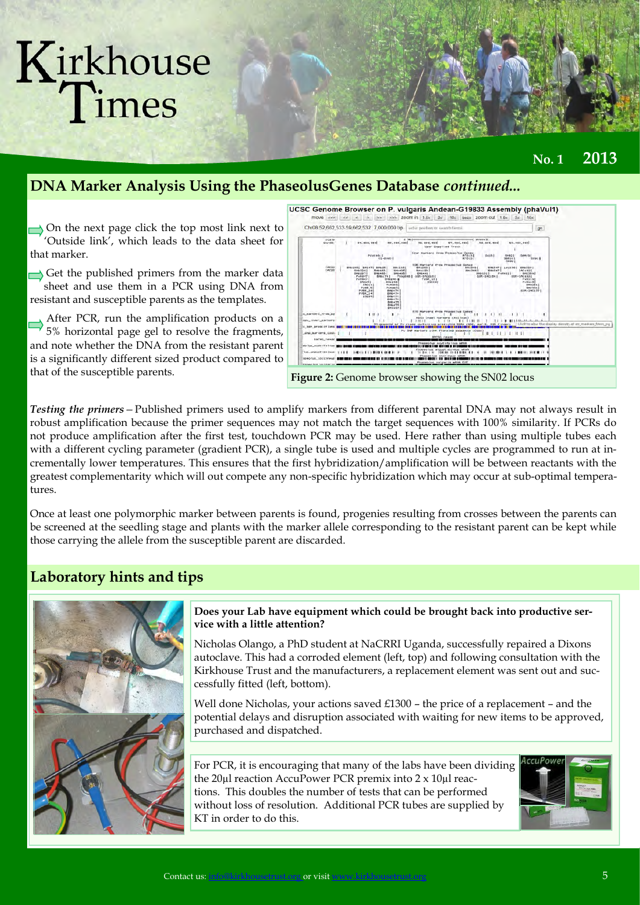# Kirkhouse Times

**No. 1 2013**

## DNA Marker Analysis Using the PhaseolusGenes Database *continued...*

- On the next page click the top most link next to 'Outside link', which leads to the data sheet for that marker.
- Get the published primers from the marker data sheet and use them in a PCR using DNA from resistant and susceptible parents as the templates.
- After PCR, run the amplification products on a 5% horizontal page gel to resolve the fragments, and note whether the DNA from the resistant parent is a significantly different sized product compared to that of the susceptible parents.

**Figure 2:** Genome browser showing the SN02 locus

***Testing the primers*** – Published primers used to amplify markers from different parental DNA may not always result in robust amplification because the primer sequences may not match the target sequences with 100% similarity. If PCRs do not produce amplification after the first test, touchdown PCR may be used. Here rather than using multiple tubes each with a different cycling parameter (gradient PCR), a single tube is used and multiple cycles are programmed to run at incrementally lower temperatures. This ensures that the first hybridization/amplification will be between reactants with the greatest complementarity which will out compete any non-specific hybridization which may occur at sub-optimal temperatures.

Once at least one polymorphic marker between parents is found, progenies resulting from crosses between the parents can be screened at the seedling stage and plants with the marker allele corresponding to the resistant parent can be kept while those carrying the allele from the susceptible parent are discarded.

## Laboratory hints and tips

**Does your Lab have equipment which could be brought back into productive service with a little attention?**

Nicholas Olango, a PhD student at NaCRRI Uganda, successfully repaired a Dixons autoclave. This had a corroded element (left, top) and following consultation with the Kirkhouse Trust and the manufacturers, a replacement element was sent out and successfully fitted (left, bottom).

Well done Nicholas, your actions saved £1300 – the price of a replacement – and the potential delays and disruption associated with waiting for new items to be approved, purchased and dispatched.

For PCR, it is encouraging that many of the labs have been dividing the 20µl reaction AccuPower PCR premix into 2 x 10µl reactions. This doubles the number of tests that can be performed without loss of resolution. Additional PCR tubes are supplied by KT in order to do this.

Contact us: info@kirkhousetrust.org or visit www.kirkhousetrust.org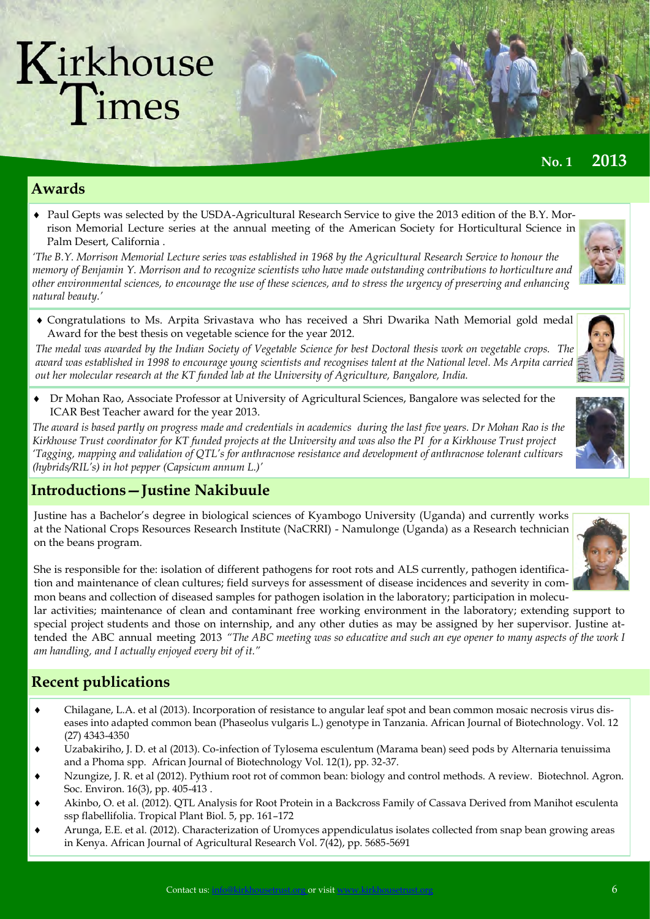# Kirkhouse Times

**No. 1 2013**

## Awards

- Paul Gepts was selected by the USDA-Agricultural Research Service to give the 2013 edition of the B.Y. Morrison Memorial Lecture series at the annual meeting of the American Society for Horticultural Science in Palm Desert, California .

*'The B.Y. Morrison Memorial Lecture series was established in 1968 by the Agricultural Research Service to honour the memory of Benjamin Y. Morrison and to recognize scientists who have made outstanding contributions to horticulture and other environmental sciences, to encourage the use of these sciences, and to stress the urgency of preserving and enhancing natural beauty.'*

- Congratulations to Ms. Arpita Srivastava who has received a Shri Dwarika Nath Memorial gold medal Award for the best thesis on vegetable science for the year 2012.

*The medal was awarded by the Indian Society of Vegetable Science for best Doctoral thesis work on vegetable crops. The award was established in 1998 to encourage young scientists and recognises talent at the National level. Ms Arpita carried out her molecular research at the KT funded lab at the University of Agriculture, Bangalore, India.*

- Dr Mohan Rao, Associate Professor at University of Agricultural Sciences, Bangalore was selected for the ICAR Best Teacher award for the year 2013.

*The award is based partly on progress made and credentials in academics during the last five years. Dr Mohan Rao is the Kirkhouse Trust coordinator for KT funded projects at the University and was also the PI for a Kirkhouse Trust project 'Tagging, mapping and validation of QTL's for anthracnose resistance and development of anthracnose tolerant cultivars (hybrids/RIL's) in hot pepper (Capsicum annum L.)'*

## Introductions—Justine Nakibuule

Justine has a Bachelor's degree in biological sciences of Kyambogo University (Uganda) and currently works at the National Crops Resources Research Institute (NaCRRI) - Namulonge (Uganda) as a Research technician on the beans program.

She is responsible for the: isolation of different pathogens for root rots and ALS currently, pathogen identification and maintenance of clean cultures; field surveys for assessment of disease incidences and severity in common beans and collection of diseased samples for pathogen isolation in the laboratory; participation in molecular activities; maintenance of clean and contaminant free working environment in the laboratory; extending support to special project students and those on internship, and any other duties as may be assigned by her supervisor. Justine attended the ABC annual meeting 2013 *"The ABC meeting was so educative and such an eye opener to many aspects of the work I am handling, and I actually enjoyed every bit of it."*

## Recent publications

- Chilagane, L.A. et al (2013). Incorporation of resistance to angular leaf spot and bean common mosaic necrosis virus diseases into adapted common bean (Phaseolus vulgaris L.) genotype in Tanzania. African Journal of Biotechnology. Vol. 12 (27) 4343-4350
- Uzabakiriho, J. D. et al (2013). Co-infection of Tylosema esculentum (Marama bean) seed pods by Alternaria tenuissima and a Phoma spp. African Journal of Biotechnology Vol. 12(1), pp. 32-37.
- Nzungize, J. R. et al (2012). Pythium root rot of common bean: biology and control methods. A review. Biotechnol. Agron. Soc. Environ. 16(3), pp. 405-413 .
- Akinbo, O. et al. (2012). QTL Analysis for Root Protein in a Backcross Family of Cassava Derived from Manihot esculenta ssp flabellifolia. Tropical Plant Biol. 5, pp. 161–172
- Arunga, E.E. et al. (2012). Characterization of Uromyces appendiculatus isolates collected from snap bean growing areas in Kenya. African Journal of Agricultural Research Vol. 7(42), pp. 5685-5691

Contact us: info@kirkhousetrust.org or visit www.kirkhousetrust.org